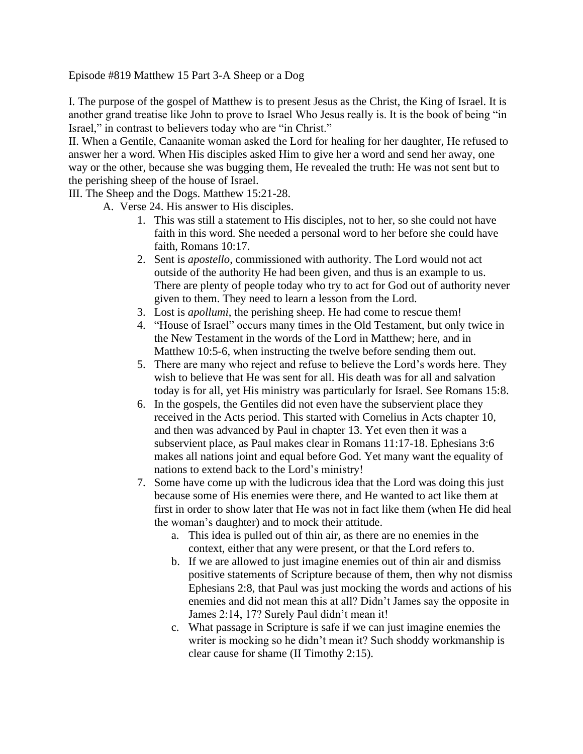Episode #819 Matthew 15 Part 3-A Sheep or a Dog

I. The purpose of the gospel of Matthew is to present Jesus as the Christ, the King of Israel. It is another grand treatise like John to prove to Israel Who Jesus really is. It is the book of being "in Israel," in contrast to believers today who are "in Christ."

II. When a Gentile, Canaanite woman asked the Lord for healing for her daughter, He refused to answer her a word. When His disciples asked Him to give her a word and send her away, one way or the other, because she was bugging them, He revealed the truth: He was not sent but to the perishing sheep of the house of Israel.

III. The Sheep and the Dogs. Matthew 15:21-28.

- A. Verse 24. His answer to His disciples.
  1. This was still a statement to His disciples, not to her, so she could not have faith in this word. She needed a personal word to her before she could have faith, Romans 10:17.
  2. Sent is *apostello*, commissioned with authority. The Lord would not act outside of the authority He had been given, and thus is an example to us. There are plenty of people today who try to act for God out of authority never given to them. They need to learn a lesson from the Lord.
  3. Lost is *apollumi*, the perishing sheep. He had come to rescue them!
  4. "House of Israel" occurs many times in the Old Testament, but only twice in the New Testament in the words of the Lord in Matthew; here, and in Matthew 10:5-6, when instructing the twelve before sending them out.
  5. There are many who reject and refuse to believe the Lord's words here. They wish to believe that He was sent for all. His death was for all and salvation today is for all, yet His ministry was particularly for Israel. See Romans 15:8.
  6. In the gospels, the Gentiles did not even have the subservient place they received in the Acts period. This started with Cornelius in Acts chapter 10, and then was advanced by Paul in chapter 13. Yet even then it was a subservient place, as Paul makes clear in Romans 11:17-18. Ephesians 3:6 makes all nations joint and equal before God. Yet many want the equality of nations to extend back to the Lord's ministry!
  7. Some have come up with the ludicrous idea that the Lord was doing this just because some of His enemies were there, and He wanted to act like them at first in order to show later that He was not in fact like them (when He did heal the woman's daughter) and to mock their attitude.
     - a. This idea is pulled out of thin air, as there are no enemies in the context, either that any were present, or that the Lord refers to.
     - b. If we are allowed to just imagine enemies out of thin air and dismiss positive statements of Scripture because of them, then why not dismiss Ephesians 2:8, that Paul was just mocking the words and actions of his enemies and did not mean this at all? Didn't James say the opposite in James 2:14, 17? Surely Paul didn't mean it!
     - c. What passage in Scripture is safe if we can just imagine enemies the writer is mocking so he didn't mean it? Such shoddy workmanship is clear cause for shame (II Timothy 2:15).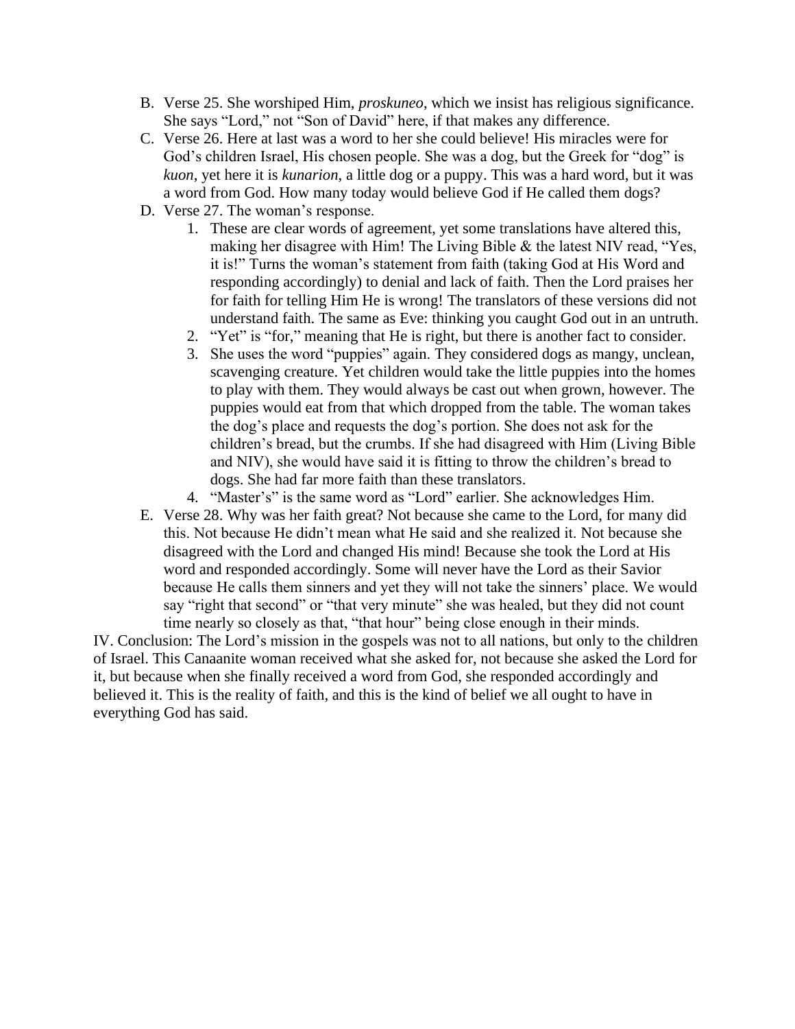B. Verse 25. She worshiped Him, *proskuneo*, which we insist has religious significance. She says "Lord," not "Son of David" here, if that makes any difference.

C. Verse 26. Here at last was a word to her she could believe! His miracles were for God's children Israel, His chosen people. She was a dog, but the Greek for "dog" is *kuon*, yet here it is *kunarion*, a little dog or a puppy. This was a hard word, but it was a word from God. How many today would believe God if He called them dogs?

D. Verse 27. The woman's response.

1. These are clear words of agreement, yet some translations have altered this, making her disagree with Him! The Living Bible & the latest NIV read, "Yes, it is!" Turns the woman's statement from faith (taking God at His Word and responding accordingly) to denial and lack of faith. Then the Lord praises her for faith for telling Him He is wrong! The translators of these versions did not understand faith. The same as Eve: thinking you caught God out in an untruth.
2. "Yet" is "for," meaning that He is right, but there is another fact to consider.
3. She uses the word "puppies" again. They considered dogs as mangy, unclean, scavenging creature. Yet children would take the little puppies into the homes to play with them. They would always be cast out when grown, however. The puppies would eat from that which dropped from the table. The woman takes the dog's place and requests the dog's portion. She does not ask for the children's bread, but the crumbs. If she had disagreed with Him (Living Bible and NIV), she would have said it is fitting to throw the children's bread to dogs. She had far more faith than these translators.
4. "Master's" is the same word as "Lord" earlier. She acknowledges Him.

E. Verse 28. Why was her faith great? Not because she came to the Lord, for many did this. Not because He didn't mean what He said and she realized it. Not because she disagreed with the Lord and changed His mind! Because she took the Lord at His word and responded accordingly. Some will never have the Lord as their Savior because He calls them sinners and yet they will not take the sinners' place. We would say "right that second" or "that very minute" she was healed, but they did not count time nearly so closely as that, "that hour" being close enough in their minds.

IV. Conclusion: The Lord's mission in the gospels was not to all nations, but only to the children of Israel. This Canaanite woman received what she asked for, not because she asked the Lord for it, but because when she finally received a word from God, she responded accordingly and believed it. This is the reality of faith, and this is the kind of belief we all ought to have in everything God has said.